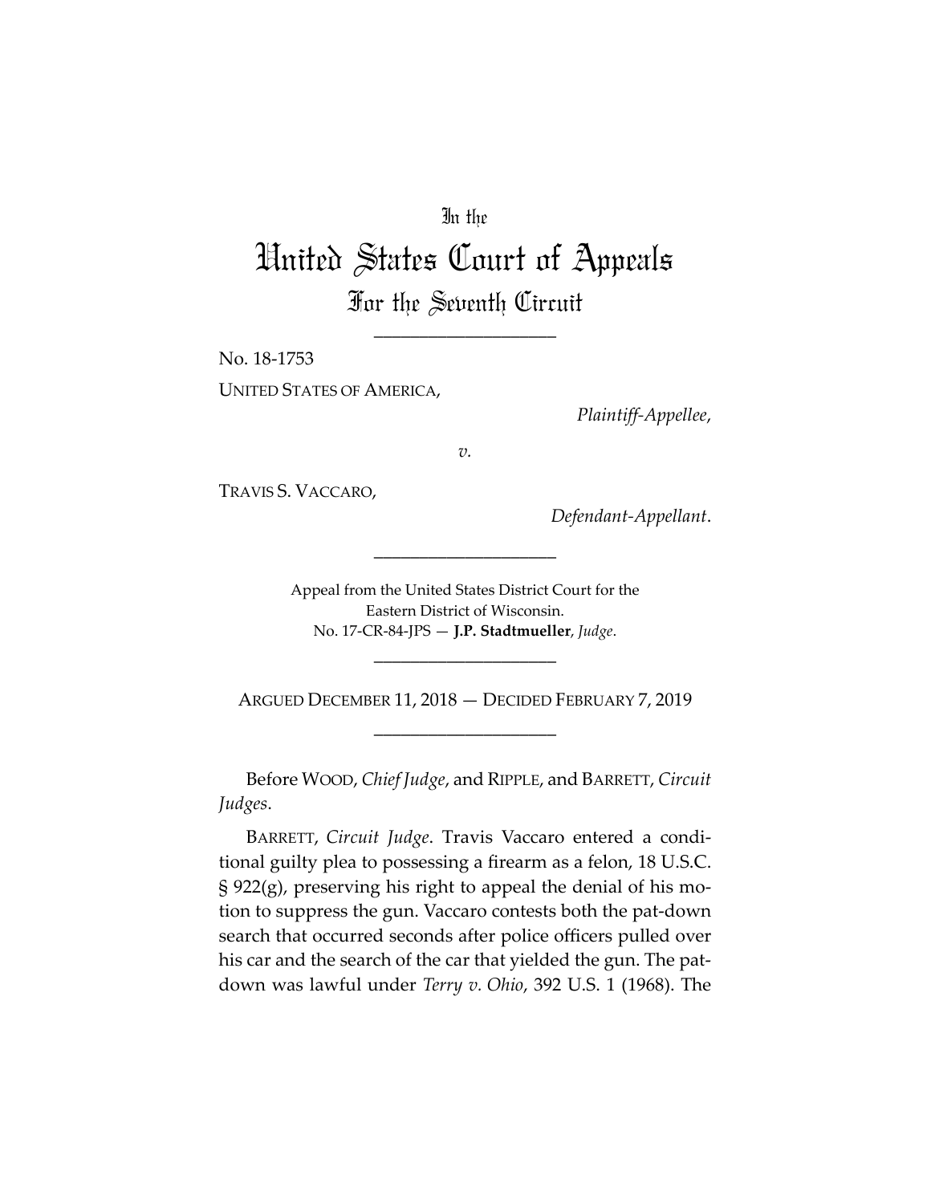In the

# United States Court of Appeals

## For the Seventh Circuit

---

No. 18-1753

UNITED STATES OF AMERICA,

*Plaintiff-Appellee*,

*v.*

TRAVIS S. VACCARO,

*Defendant-Appellant*.

---

Appeal from the United States District Court for the Eastern District of Wisconsin.
No. 17-CR-84-JPS — **J.P. Stadtmueller**, *Judge*.

---

ARGUED DECEMBER 11, 2018 — DECIDED FEBRUARY 7, 2019

---

Before WOOD, *Chief Judge*, and RIPPLE, and BARRETT, *Circuit Judges*.

BARRETT, *Circuit Judge*. Travis Vaccaro entered a conditional guilty plea to possessing a firearm as a felon, 18 U.S.C. § 922(g), preserving his right to appeal the denial of his motion to suppress the gun. Vaccaro contests both the pat-down search that occurred seconds after police officers pulled over his car and the search of the car that yielded the gun. The pat-down was lawful under *Terry v. Ohio*, 392 U.S. 1 (1968). The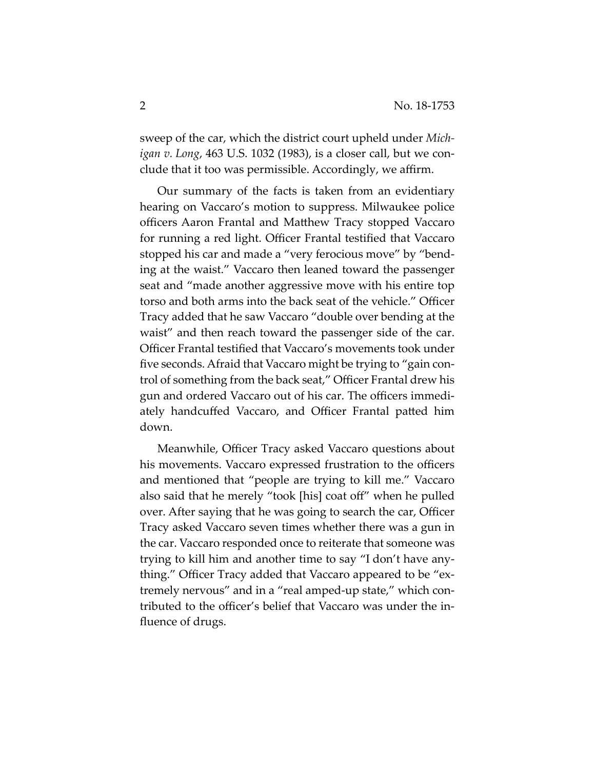sweep of the car, which the district court upheld under *Michigan v. Long*, 463 U.S. 1032 (1983), is a closer call, but we conclude that it too was permissible. Accordingly, we affirm.

Our summary of the facts is taken from an evidentiary hearing on Vaccaro's motion to suppress. Milwaukee police officers Aaron Frantal and Matthew Tracy stopped Vaccaro for running a red light. Officer Frantal testified that Vaccaro stopped his car and made a "very ferocious move" by "bending at the waist." Vaccaro then leaned toward the passenger seat and "made another aggressive move with his entire top torso and both arms into the back seat of the vehicle." Officer Tracy added that he saw Vaccaro "double over bending at the waist" and then reach toward the passenger side of the car. Officer Frantal testified that Vaccaro's movements took under five seconds. Afraid that Vaccaro might be trying to "gain control of something from the back seat," Officer Frantal drew his gun and ordered Vaccaro out of his car. The officers immediately handcuffed Vaccaro, and Officer Frantal patted him down.

Meanwhile, Officer Tracy asked Vaccaro questions about his movements. Vaccaro expressed frustration to the officers and mentioned that "people are trying to kill me." Vaccaro also said that he merely "took [his] coat off" when he pulled over. After saying that he was going to search the car, Officer Tracy asked Vaccaro seven times whether there was a gun in the car. Vaccaro responded once to reiterate that someone was trying to kill him and another time to say "I don't have anything." Officer Tracy added that Vaccaro appeared to be "extremely nervous" and in a "real amped-up state," which contributed to the officer's belief that Vaccaro was under the influence of drugs.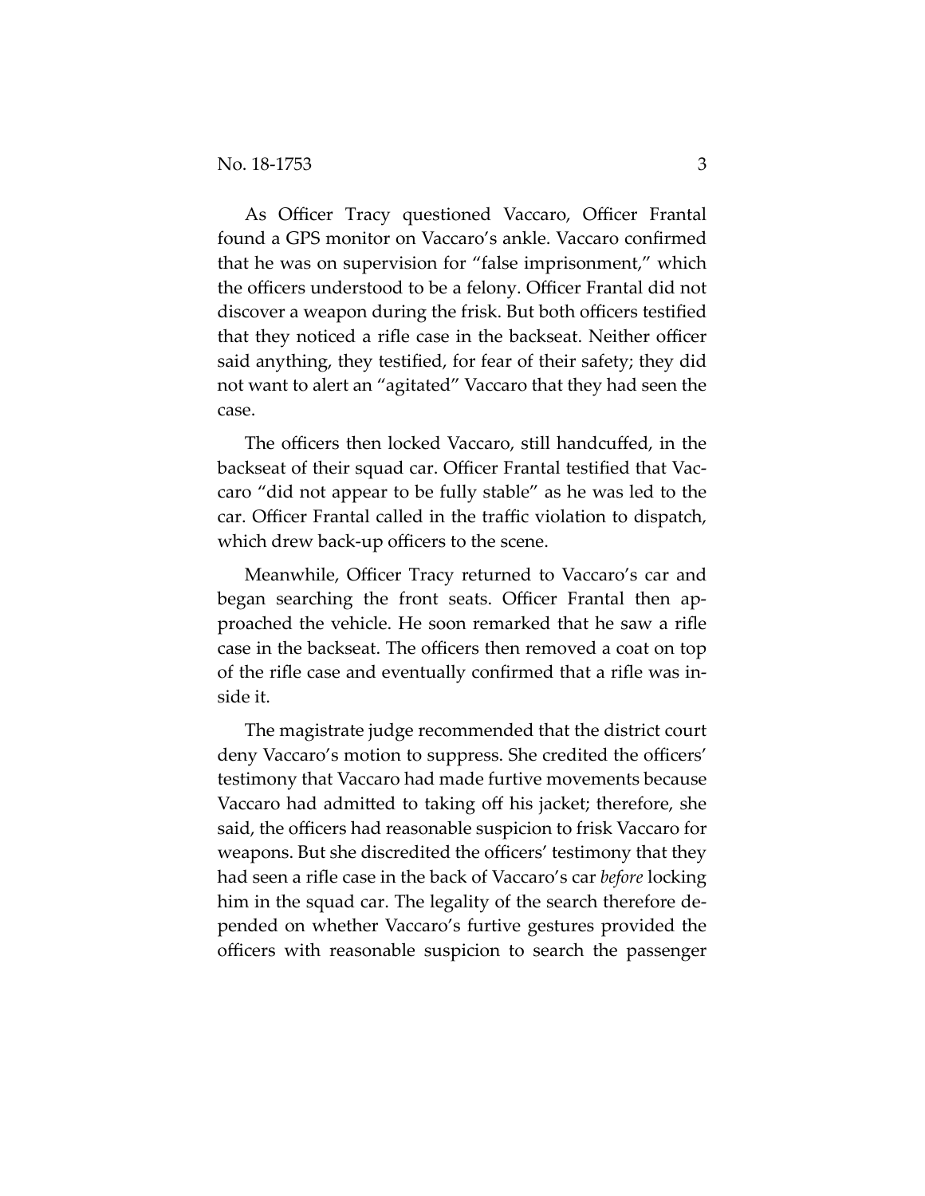As Officer Tracy questioned Vaccaro, Officer Frantal found a GPS monitor on Vaccaro's ankle. Vaccaro confirmed that he was on supervision for "false imprisonment," which the officers understood to be a felony. Officer Frantal did not discover a weapon during the frisk. But both officers testified that they noticed a rifle case in the backseat. Neither officer said anything, they testified, for fear of their safety; they did not want to alert an "agitated" Vaccaro that they had seen the case.

The officers then locked Vaccaro, still handcuffed, in the backseat of their squad car. Officer Frantal testified that Vaccaro "did not appear to be fully stable" as he was led to the car. Officer Frantal called in the traffic violation to dispatch, which drew back-up officers to the scene.

Meanwhile, Officer Tracy returned to Vaccaro's car and began searching the front seats. Officer Frantal then approached the vehicle. He soon remarked that he saw a rifle case in the backseat. The officers then removed a coat on top of the rifle case and eventually confirmed that a rifle was inside it.

The magistrate judge recommended that the district court deny Vaccaro's motion to suppress. She credited the officers' testimony that Vaccaro had made furtive movements because Vaccaro had admitted to taking off his jacket; therefore, she said, the officers had reasonable suspicion to frisk Vaccaro for weapons. But she discredited the officers' testimony that they had seen a rifle case in the back of Vaccaro's car *before* locking him in the squad car. The legality of the search therefore depended on whether Vaccaro's furtive gestures provided the officers with reasonable suspicion to search the passenger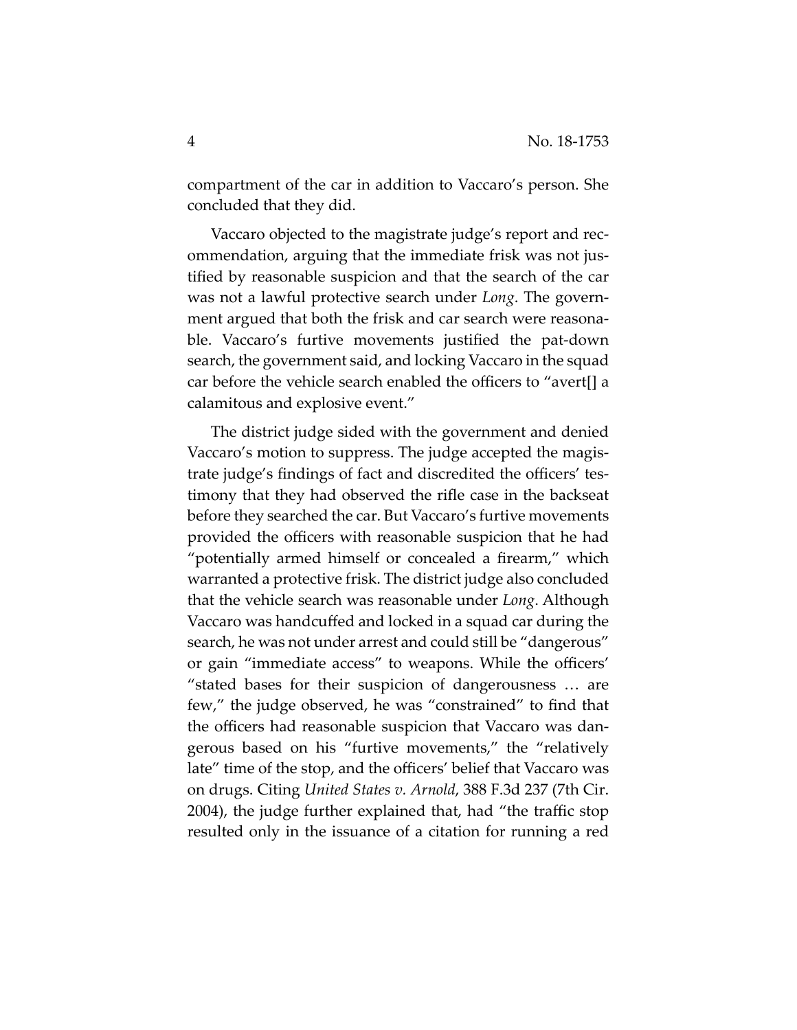compartment of the car in addition to Vaccaro's person. She concluded that they did.

Vaccaro objected to the magistrate judge's report and recommendation, arguing that the immediate frisk was not justified by reasonable suspicion and that the search of the car was not a lawful protective search under *Long*. The government argued that both the frisk and car search were reasonable. Vaccaro's furtive movements justified the pat-down search, the government said, and locking Vaccaro in the squad car before the vehicle search enabled the officers to "avert[] a calamitous and explosive event."

The district judge sided with the government and denied Vaccaro's motion to suppress. The judge accepted the magistrate judge's findings of fact and discredited the officers' testimony that they had observed the rifle case in the backseat before they searched the car. But Vaccaro's furtive movements provided the officers with reasonable suspicion that he had "potentially armed himself or concealed a firearm," which warranted a protective frisk. The district judge also concluded that the vehicle search was reasonable under *Long*. Although Vaccaro was handcuffed and locked in a squad car during the search, he was not under arrest and could still be "dangerous" or gain "immediate access" to weapons. While the officers' "stated bases for their suspicion of dangerousness … are few," the judge observed, he was "constrained" to find that the officers had reasonable suspicion that Vaccaro was dangerous based on his "furtive movements," the "relatively late" time of the stop, and the officers' belief that Vaccaro was on drugs. Citing *United States v. Arnold*, 388 F.3d 237 (7th Cir. 2004), the judge further explained that, had "the traffic stop resulted only in the issuance of a citation for running a red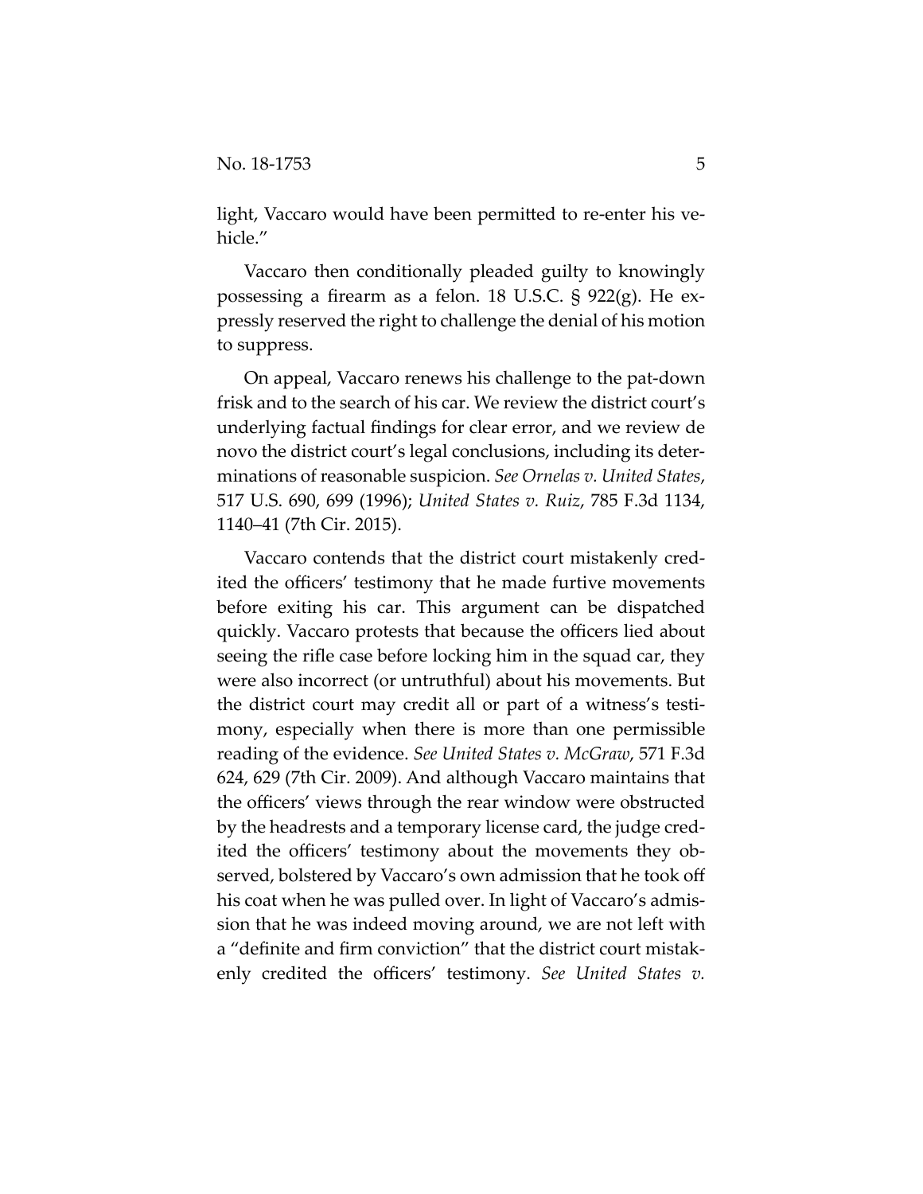light, Vaccaro would have been permitted to re-enter his vehicle."

Vaccaro then conditionally pleaded guilty to knowingly possessing a firearm as a felon. 18 U.S.C. § 922(g). He expressly reserved the right to challenge the denial of his motion to suppress.

On appeal, Vaccaro renews his challenge to the pat-down frisk and to the search of his car. We review the district court's underlying factual findings for clear error, and we review de novo the district court's legal conclusions, including its determinations of reasonable suspicion. *See Ornelas v. United States*, 517 U.S. 690, 699 (1996); *United States v. Ruiz*, 785 F.3d 1134, 1140–41 (7th Cir. 2015).

Vaccaro contends that the district court mistakenly credited the officers' testimony that he made furtive movements before exiting his car. This argument can be dispatched quickly. Vaccaro protests that because the officers lied about seeing the rifle case before locking him in the squad car, they were also incorrect (or untruthful) about his movements. But the district court may credit all or part of a witness's testimony, especially when there is more than one permissible reading of the evidence. *See United States v. McGraw*, 571 F.3d 624, 629 (7th Cir. 2009). And although Vaccaro maintains that the officers' views through the rear window were obstructed by the headrests and a temporary license card, the judge credited the officers' testimony about the movements they observed, bolstered by Vaccaro's own admission that he took off his coat when he was pulled over. In light of Vaccaro's admission that he was indeed moving around, we are not left with a "definite and firm conviction" that the district court mistakenly credited the officers' testimony. *See United States v.*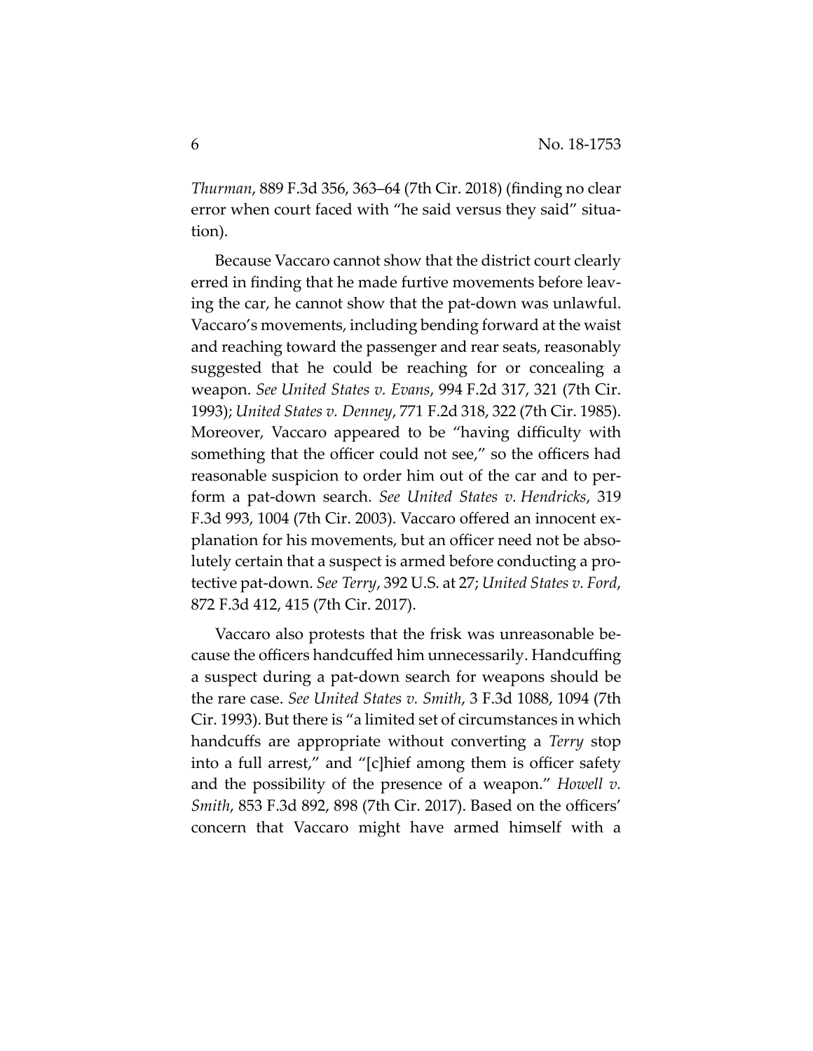*Thurman*, 889 F.3d 356, 363–64 (7th Cir. 2018) (finding no clear error when court faced with "he said versus they said" situation).

Because Vaccaro cannot show that the district court clearly erred in finding that he made furtive movements before leaving the car, he cannot show that the pat-down was unlawful. Vaccaro's movements, including bending forward at the waist and reaching toward the passenger and rear seats, reasonably suggested that he could be reaching for or concealing a weapon. *See United States v. Evans*, 994 F.2d 317, 321 (7th Cir. 1993); *United States v. Denney*, 771 F.2d 318, 322 (7th Cir. 1985). Moreover, Vaccaro appeared to be "having difficulty with something that the officer could not see," so the officers had reasonable suspicion to order him out of the car and to perform a pat-down search. *See United States v. Hendricks*, 319 F.3d 993, 1004 (7th Cir. 2003). Vaccaro offered an innocent explanation for his movements, but an officer need not be absolutely certain that a suspect is armed before conducting a protective pat-down. *See Terry*, 392 U.S. at 27; *United States v. Ford*, 872 F.3d 412, 415 (7th Cir. 2017).

Vaccaro also protests that the frisk was unreasonable because the officers handcuffed him unnecessarily. Handcuffing a suspect during a pat-down search for weapons should be the rare case. *See United States v. Smith*, 3 F.3d 1088, 1094 (7th Cir. 1993). But there is "a limited set of circumstances in which handcuffs are appropriate without converting a *Terry* stop into a full arrest," and "[c]hief among them is officer safety and the possibility of the presence of a weapon." *Howell v. Smith*, 853 F.3d 892, 898 (7th Cir. 2017). Based on the officers' concern that Vaccaro might have armed himself with a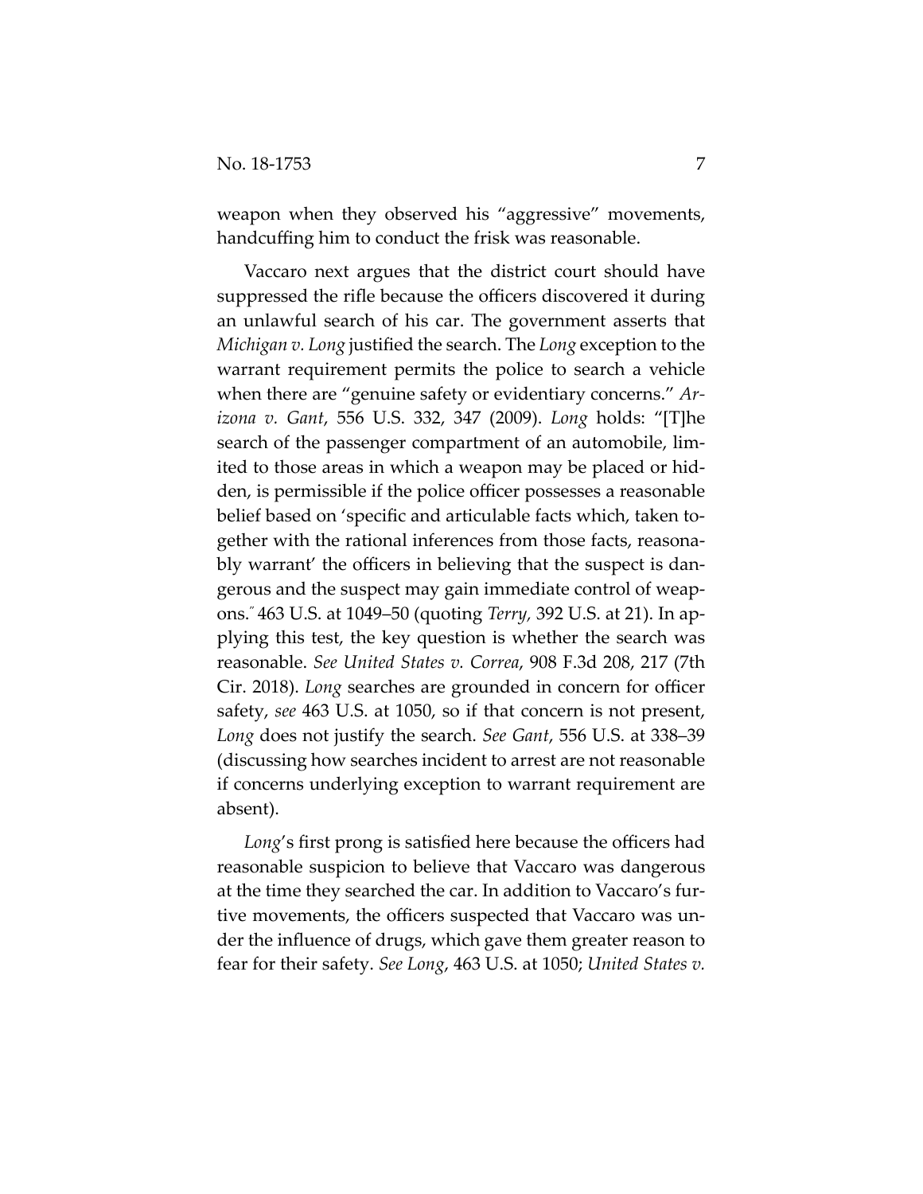weapon when they observed his "aggressive" movements, handcuffing him to conduct the frisk was reasonable.

Vaccaro next argues that the district court should have suppressed the rifle because the officers discovered it during an unlawful search of his car. The government asserts that *Michigan v. Long* justified the search. The *Long* exception to the warrant requirement permits the police to search a vehicle when there are "genuine safety or evidentiary concerns." *Arizona v. Gant*, 556 U.S. 332, 347 (2009). *Long* holds: "[T]he search of the passenger compartment of an automobile, limited to those areas in which a weapon may be placed or hidden, is permissible if the police officer possesses a reasonable belief based on 'specific and articulable facts which, taken together with the rational inferences from those facts, reasonably warrant' the officers in believing that the suspect is dangerous and the suspect may gain immediate control of weapons." 463 U.S. at 1049–50 (quoting *Terry,* 392 U.S. at 21). In applying this test, the key question is whether the search was reasonable. *See United States v. Correa*, 908 F.3d 208, 217 (7th Cir. 2018). *Long* searches are grounded in concern for officer safety, *see* 463 U.S. at 1050, so if that concern is not present, *Long* does not justify the search. *See Gant*, 556 U.S. at 338–39 (discussing how searches incident to arrest are not reasonable if concerns underlying exception to warrant requirement are absent).

*Long*'s first prong is satisfied here because the officers had reasonable suspicion to believe that Vaccaro was dangerous at the time they searched the car. In addition to Vaccaro's furtive movements, the officers suspected that Vaccaro was under the influence of drugs, which gave them greater reason to fear for their safety. *See Long*, 463 U.S. at 1050; *United States v.*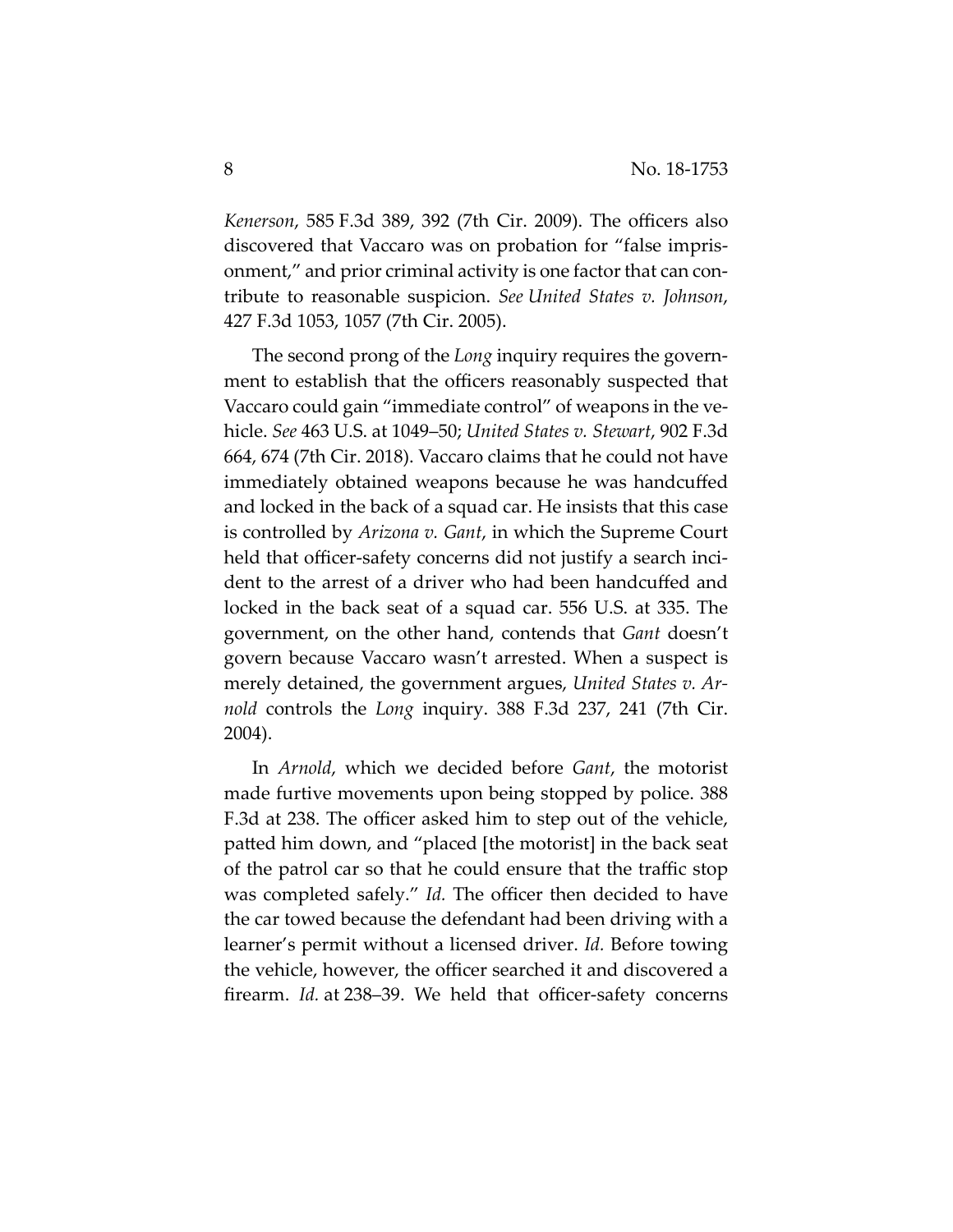*Kenerson*, 585 F.3d 389, 392 (7th Cir. 2009). The officers also discovered that Vaccaro was on probation for "false imprisonment," and prior criminal activity is one factor that can contribute to reasonable suspicion. *See United States v. Johnson*, 427 F.3d 1053, 1057 (7th Cir. 2005).

The second prong of the *Long* inquiry requires the government to establish that the officers reasonably suspected that Vaccaro could gain "immediate control" of weapons in the vehicle. *See* 463 U.S. at 1049–50; *United States v. Stewart*, 902 F.3d 664, 674 (7th Cir. 2018). Vaccaro claims that he could not have immediately obtained weapons because he was handcuffed and locked in the back of a squad car. He insists that this case is controlled by *Arizona v. Gant*, in which the Supreme Court held that officer-safety concerns did not justify a search incident to the arrest of a driver who had been handcuffed and locked in the back seat of a squad car. 556 U.S. at 335. The government, on the other hand, contends that *Gant* doesn't govern because Vaccaro wasn't arrested. When a suspect is merely detained, the government argues, *United States v. Arnold* controls the *Long* inquiry. 388 F.3d 237, 241 (7th Cir. 2004).

In *Arnold*, which we decided before *Gant*, the motorist made furtive movements upon being stopped by police. 388 F.3d at 238. The officer asked him to step out of the vehicle, patted him down, and "placed [the motorist] in the back seat of the patrol car so that he could ensure that the traffic stop was completed safely." *Id.* The officer then decided to have the car towed because the defendant had been driving with a learner's permit without a licensed driver. *Id.* Before towing the vehicle, however, the officer searched it and discovered a firearm. *Id.* at 238–39. We held that officer-safety concerns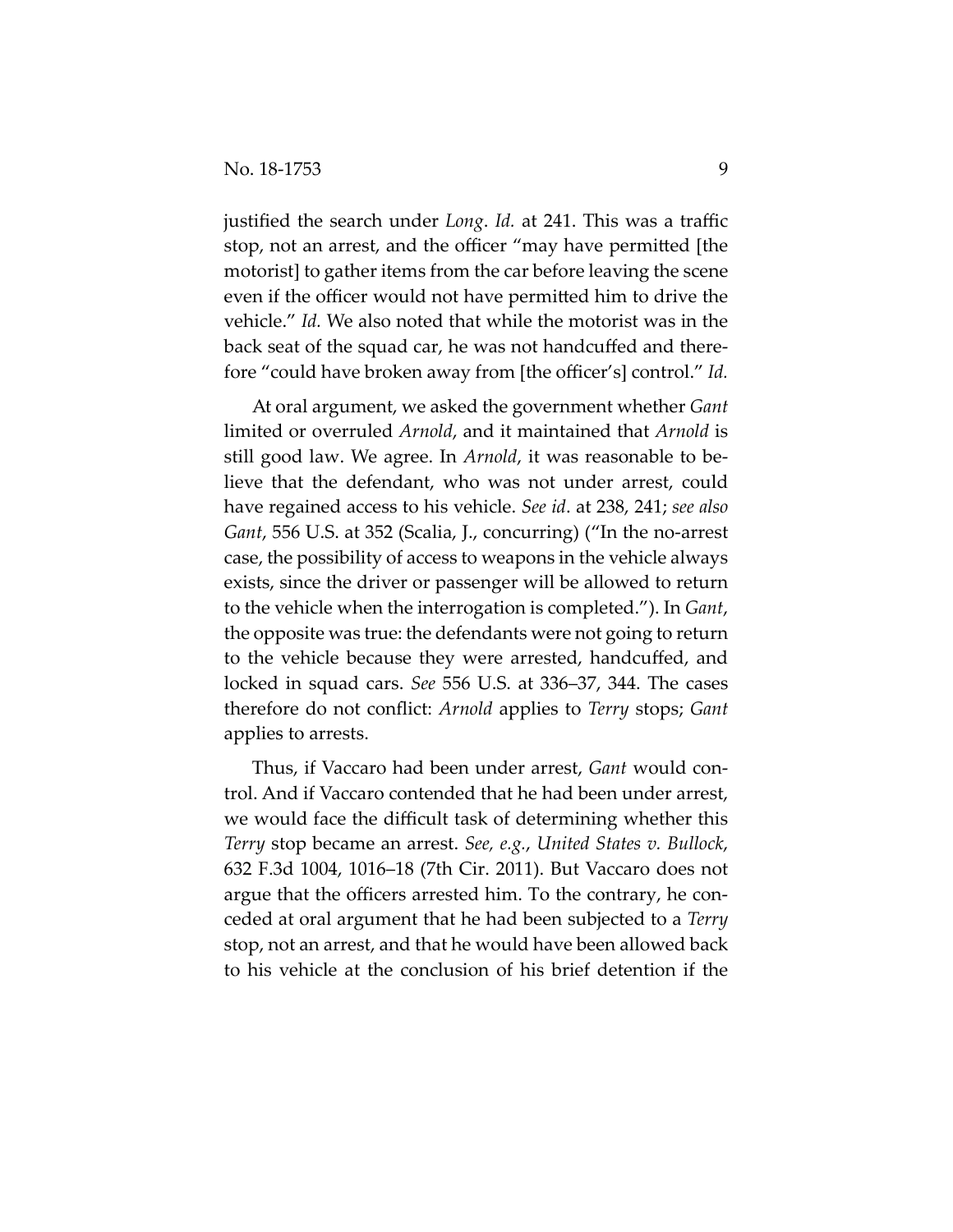justified the search under *Long*. *Id.* at 241. This was a traffic stop, not an arrest, and the officer "may have permitted [the motorist] to gather items from the car before leaving the scene even if the officer would not have permitted him to drive the vehicle." *Id.* We also noted that while the motorist was in the back seat of the squad car, he was not handcuffed and therefore "could have broken away from [the officer's] control." *Id.*

At oral argument, we asked the government whether *Gant* limited or overruled *Arnold*, and it maintained that *Arnold* is still good law. We agree. In *Arnold*, it was reasonable to believe that the defendant, who was not under arrest, could have regained access to his vehicle. *See id*. at 238, 241; *see also Gant*, 556 U.S. at 352 (Scalia, J., concurring) ("In the no-arrest case, the possibility of access to weapons in the vehicle always exists, since the driver or passenger will be allowed to return to the vehicle when the interrogation is completed."). In *Gant*, the opposite was true: the defendants were not going to return to the vehicle because they were arrested, handcuffed, and locked in squad cars. *See* 556 U.S. at 336–37, 344. The cases therefore do not conflict: *Arnold* applies to *Terry* stops; *Gant* applies to arrests.

Thus, if Vaccaro had been under arrest, *Gant* would control. And if Vaccaro contended that he had been under arrest, we would face the difficult task of determining whether this *Terry* stop became an arrest. *See, e.g.*, *United States v. Bullock*, 632 F.3d 1004, 1016–18 (7th Cir. 2011). But Vaccaro does not argue that the officers arrested him. To the contrary, he conceded at oral argument that he had been subjected to a *Terry* stop, not an arrest, and that he would have been allowed back to his vehicle at the conclusion of his brief detention if the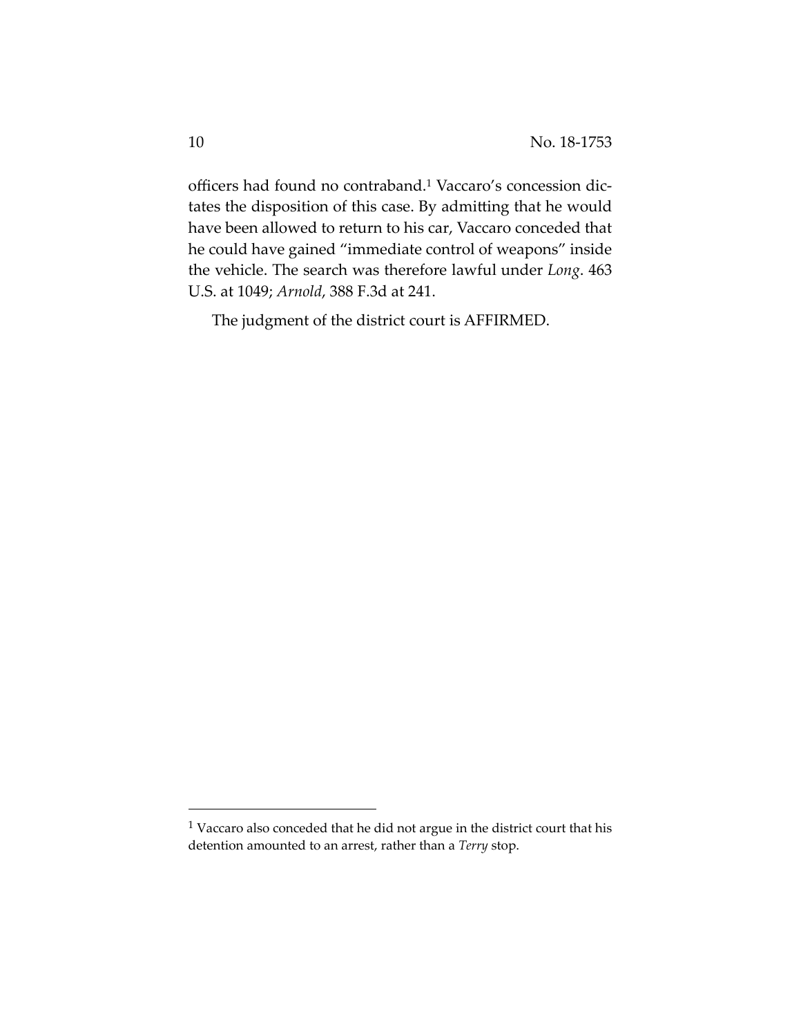officers had found no contraband.[1] Vaccaro's concession dictates the disposition of this case. By admitting that he would have been allowed to return to his car, Vaccaro conceded that he could have gained "immediate control of weapons" inside the vehicle. The search was therefore lawful under *Long*. 463 U.S. at 1049; *Arnold*, 388 F.3d at 241.

The judgment of the district court is AFFIRMED.

---

[1] Vaccaro also conceded that he did not argue in the district court that his detention amounted to an arrest, rather than a *Terry* stop.